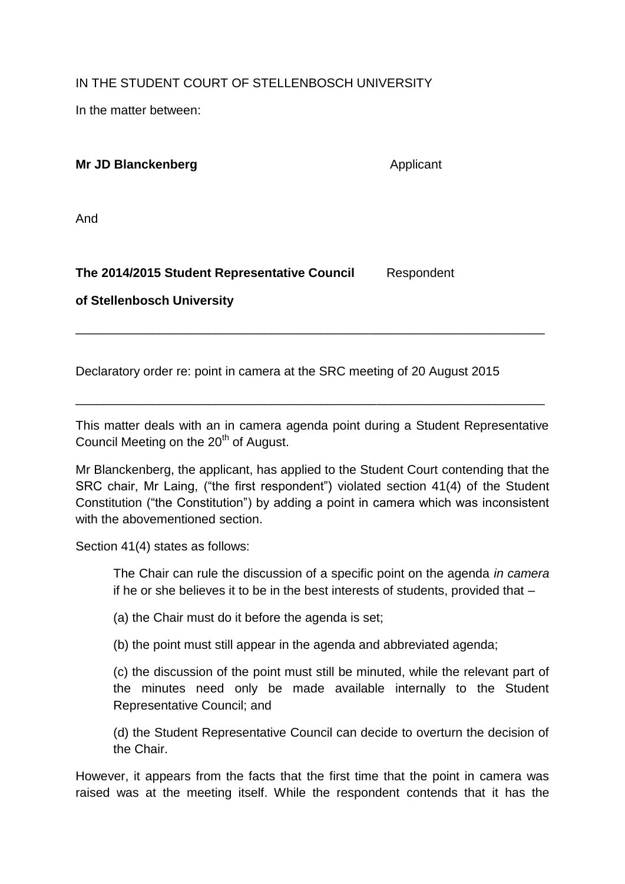IN THE STUDENT COURT OF STELLENBOSCH UNIVERSITY

In the matter between:

**Mr JD Blanckenberg** Applicant

And

**The 2014/2015 Student Representative Council** Respondent

**of Stellenbosch University**

---

Declaratory order re: point in camera at the SRC meeting of 20 August 2015

---

This matter deals with an in camera agenda point during a Student Representative Council Meeting on the 20th of August.

Mr Blanckenberg, the applicant, has applied to the Student Court contending that the SRC chair, Mr Laing, ("the first respondent") violated section 41(4) of the Student Constitution ("the Constitution") by adding a point in camera which was inconsistent with the abovementioned section.

Section 41(4) states as follows:

> The Chair can rule the discussion of a specific point on the agenda *in camera* if he or she believes it to be in the best interests of students, provided that –
>
> (a) the Chair must do it before the agenda is set;
>
> (b) the point must still appear in the agenda and abbreviated agenda;
>
> (c) the discussion of the point must still be minuted, while the relevant part of the minutes need only be made available internally to the Student Representative Council; and
>
> (d) the Student Representative Council can decide to overturn the decision of the Chair.

However, it appears from the facts that the first time that the point in camera was raised was at the meeting itself. While the respondent contends that it has the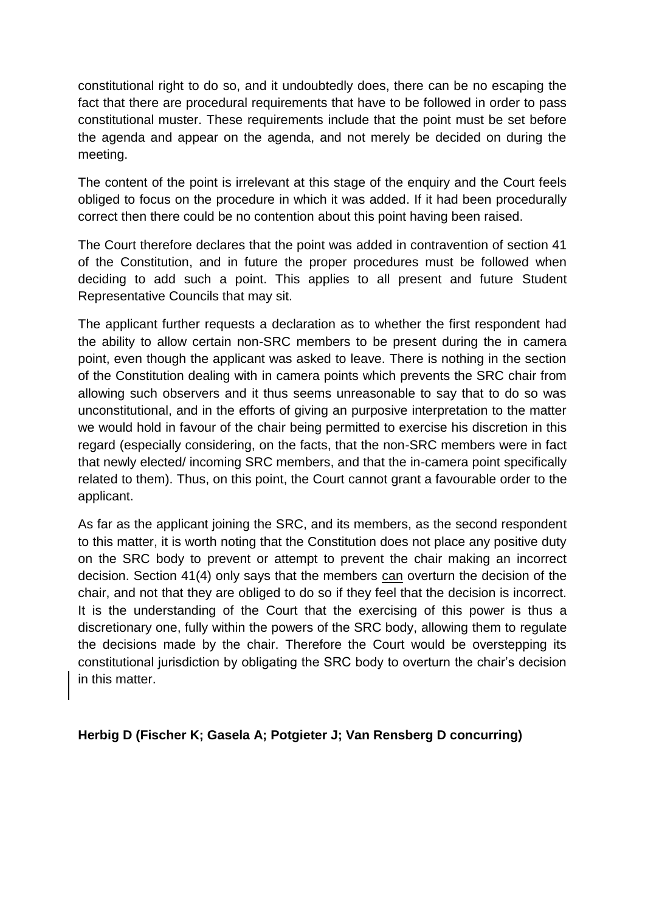constitutional right to do so, and it undoubtedly does, there can be no escaping the fact that there are procedural requirements that have to be followed in order to pass constitutional muster. These requirements include that the point must be set before the agenda and appear on the agenda, and not merely be decided on during the meeting.

The content of the point is irrelevant at this stage of the enquiry and the Court feels obliged to focus on the procedure in which it was added. If it had been procedurally correct then there could be no contention about this point having been raised.

The Court therefore declares that the point was added in contravention of section 41 of the Constitution, and in future the proper procedures must be followed when deciding to add such a point. This applies to all present and future Student Representative Councils that may sit.

The applicant further requests a declaration as to whether the first respondent had the ability to allow certain non-SRC members to be present during the in camera point, even though the applicant was asked to leave. There is nothing in the section of the Constitution dealing with in camera points which prevents the SRC chair from allowing such observers and it thus seems unreasonable to say that to do so was unconstitutional, and in the efforts of giving an purposive interpretation to the matter we would hold in favour of the chair being permitted to exercise his discretion in this regard (especially considering, on the facts, that the non-SRC members were in fact that newly elected/ incoming SRC members, and that the in-camera point specifically related to them). Thus, on this point, the Court cannot grant a favourable order to the applicant.

As far as the applicant joining the SRC, and its members, as the second respondent to this matter, it is worth noting that the Constitution does not place any positive duty on the SRC body to prevent or attempt to prevent the chair making an incorrect decision. Section 41(4) only says that the members <u>can</u> overturn the decision of the chair, and not that they are obliged to do so if they feel that the decision is incorrect. It is the understanding of the Court that the exercising of this power is thus a discretionary one, fully within the powers of the SRC body, allowing them to regulate the decisions made by the chair. Therefore the Court would be overstepping its constitutional jurisdiction by obligating the SRC body to overturn the chair's decision in this matter.

**Herbig D (Fischer K; Gasela A; Potgieter J; Van Rensberg D concurring)**